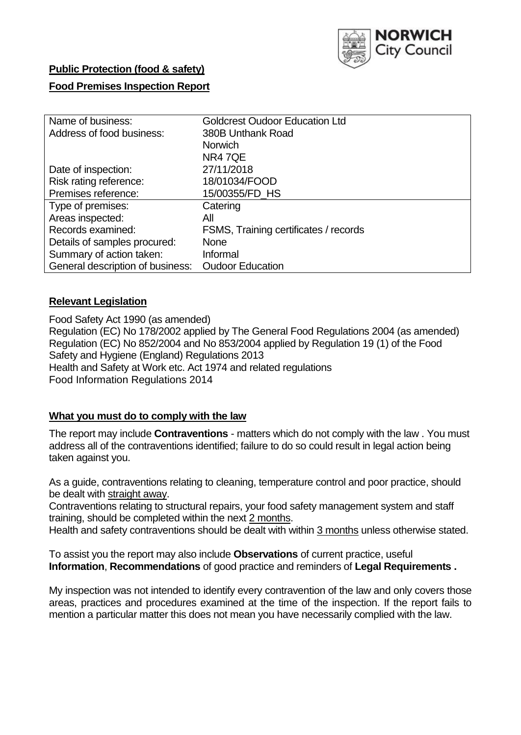NORWICH City Council

**Public Protection (food & safety)**

**Food Premises Inspection Report**

| Name of business: | Goldcrest Oudoor Education Ltd |
|---|---|
| Address of food business: | 380B Unthank Road<br>Norwich<br>NR4 7QE |
| Date of inspection: | 27/11/2018 |
| Risk rating reference: | 18/01034/FOOD |
| Premises reference: | 15/00355/FD_HS |
| Type of premises: | Catering |
| Areas inspected: | All |
| Records examined: | FSMS, Training certificates / records |
| Details of samples procured: | None |
| Summary of action taken: | Informal |
| General description of business: | Oudoor Education |

## Relevant Legislation

Food Safety Act 1990 (as amended)
Regulation (EC) No 178/2002 applied by The General Food Regulations 2004 (as amended)
Regulation (EC) No 852/2004 and No 853/2004 applied by Regulation 19 (1) of the Food Safety and Hygiene (England) Regulations 2013
Health and Safety at Work etc. Act 1974 and related regulations
Food Information Regulations 2014

## What you must do to comply with the law

The report may include **Contraventions** - matters which do not comply with the law . You must address all of the contraventions identified; failure to do so could result in legal action being taken against you.

As a guide, contraventions relating to cleaning, temperature control and poor practice, should be dealt with straight away.
Contraventions relating to structural repairs, your food safety management system and staff training, should be completed within the next 2 months.
Health and safety contraventions should be dealt with within 3 months unless otherwise stated.

To assist you the report may also include **Observations** of current practice, useful **Information**, **Recommendations** of good practice and reminders of **Legal Requirements .**

My inspection was not intended to identify every contravention of the law and only covers those areas, practices and procedures examined at the time of the inspection. If the report fails to mention a particular matter this does not mean you have necessarily complied with the law.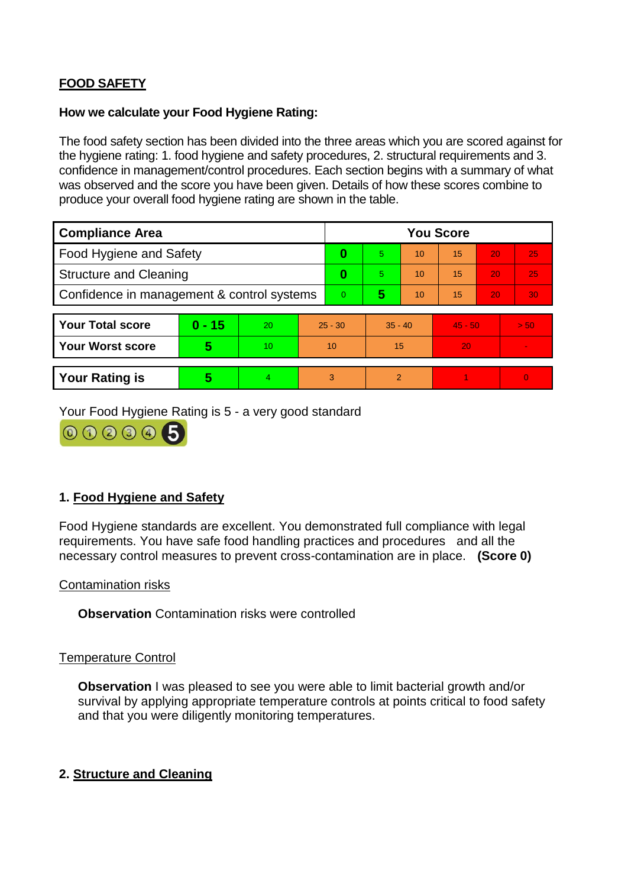**FOOD SAFETY**

**How we calculate your Food Hygiene Rating:**

The food safety section has been divided into the three areas which you are scored against for the hygiene rating: 1. food hygiene and safety procedures, 2. structural requirements and 3. confidence in management/control procedures. Each section begins with a summary of what was observed and the score you have been given. Details of how these scores combine to produce your overall food hygiene rating are shown in the table.

| Compliance Area | You Score | | | | | |
|---|---|---|---|---|---|---|
| Food Hygiene and Safety | **0** | 5 | 10 | 15 | 20 | 25 |
| Structure and Cleaning | **0** | 5 | 10 | 15 | 20 | 25 |
| Confidence in management & control systems | 0 | **5** | 10 | 15 | 20 | 30 |

| | | | | | | |
|---|---|---|---|---|---|---|
| **Your Total score** | **0 - 15** | 20 | 25 - 30 | 35 - 40 | 45 - 50 | > 50 |
| **Your Worst score** | **5** | 10 | 10 | 15 | 20 | - |

| | | | | | | |
|---|---|---|---|---|---|---|
| **Your Rating is** | **5** | 4 | 3 | 2 | 1 | 0 |

Your Food Hygiene Rating is 5 - a very good standard

## 1. Food Hygiene and Safety

Food Hygiene standards are excellent. You demonstrated full compliance with legal requirements. You have safe food handling practices and procedures and all the necessary control measures to prevent cross-contamination are in place. **(Score 0)**

Contamination risks

**Observation** Contamination risks were controlled

Temperature Control

**Observation** I was pleased to see you were able to limit bacterial growth and/or survival by applying appropriate temperature controls at points critical to food safety and that you were diligently monitoring temperatures.

## 2. Structure and Cleaning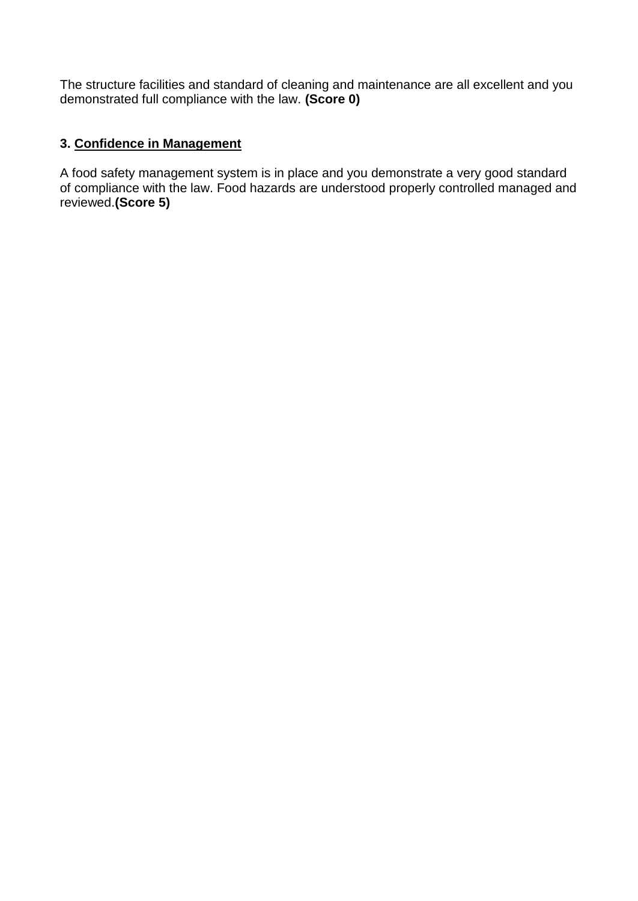The structure facilities and standard of cleaning and maintenance are all excellent and you demonstrated full compliance with the law. **(Score 0)**

### 3. <u>Confidence in Management</u>

A food safety management system is in place and you demonstrate a very good standard of compliance with the law. Food hazards are understood properly controlled managed and reviewed.**(Score 5)**